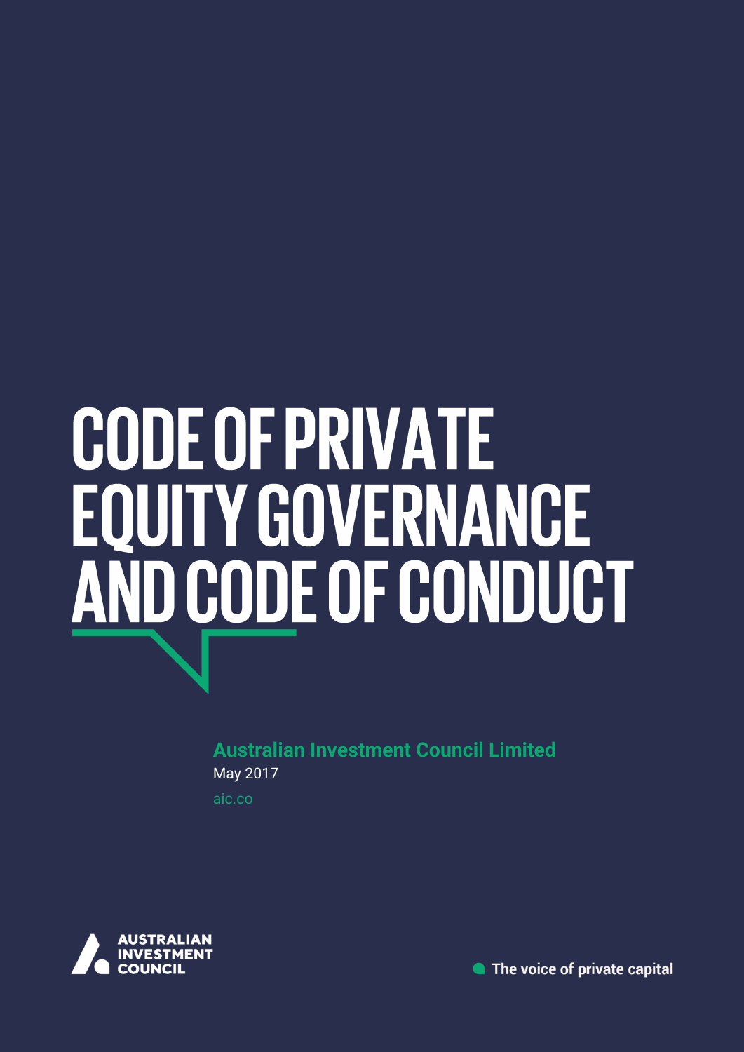# CODE OF PRIVATE EQUITY GOVERNANCE AND CODE OF CONDUCT

**Australian Investment Council Limited**

May 2017

aic.co

AUSTRALIAN INVESTMENT COUNCIL

The voice of private capital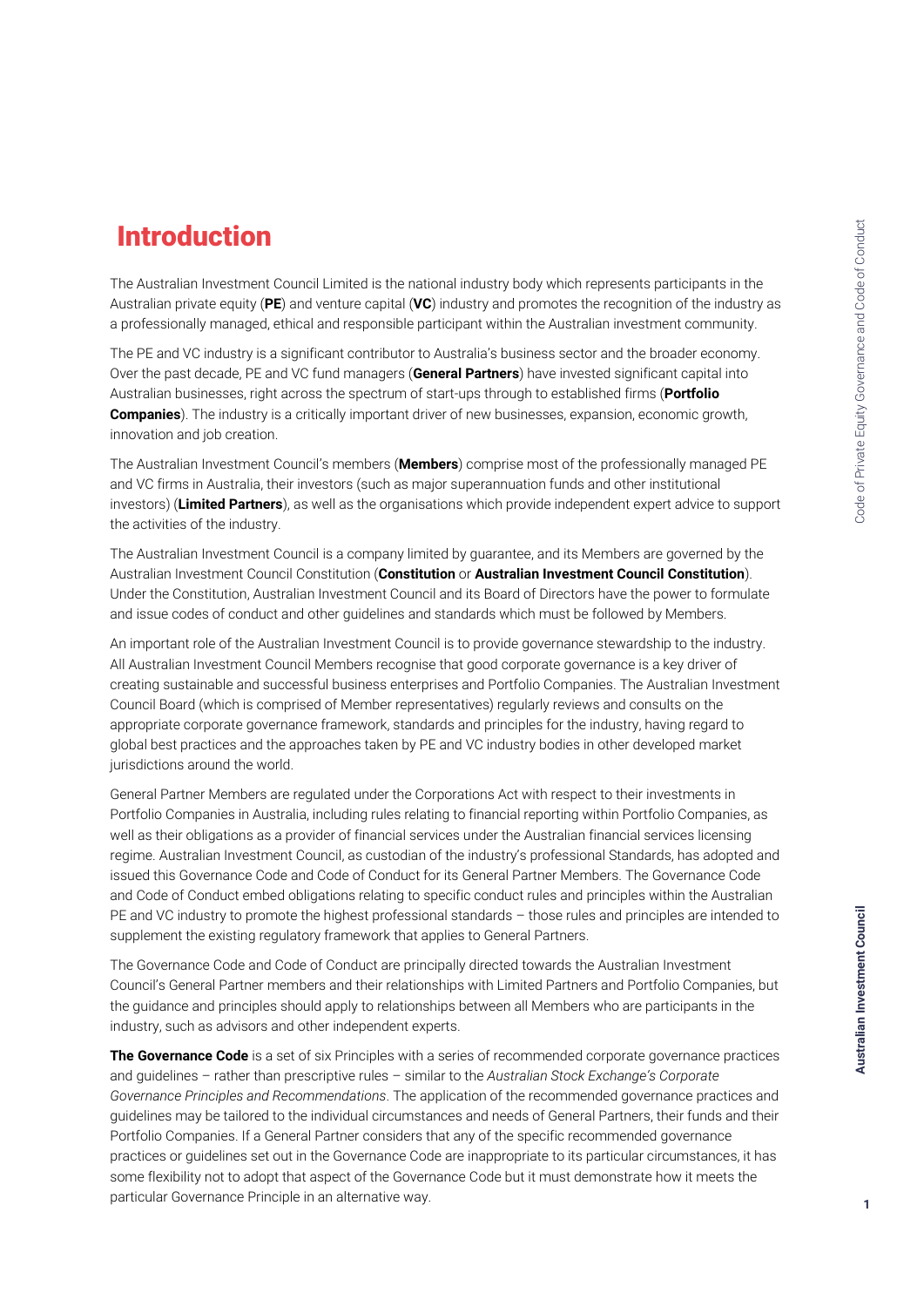# Introduction

The Australian Investment Council Limited is the national industry body which represents participants in the Australian private equity (**PE**) and venture capital (**VC**) industry and promotes the recognition of the industry as a professionally managed, ethical and responsible participant within the Australian investment community.

The PE and VC industry is a significant contributor to Australia's business sector and the broader economy. Over the past decade, PE and VC fund managers (**General Partners**) have invested significant capital into Australian businesses, right across the spectrum of start-ups through to established firms (**Portfolio Companies**). The industry is a critically important driver of new businesses, expansion, economic growth, innovation and job creation.

The Australian Investment Council's members (**Members**) comprise most of the professionally managed PE and VC firms in Australia, their investors (such as major superannuation funds and other institutional investors) (**Limited Partners**), as well as the organisations which provide independent expert advice to support the activities of the industry.

The Australian Investment Council is a company limited by guarantee, and its Members are governed by the Australian Investment Council Constitution (**Constitution** or **Australian Investment Council Constitution**). Under the Constitution, Australian Investment Council and its Board of Directors have the power to formulate and issue codes of conduct and other guidelines and standards which must be followed by Members.

An important role of the Australian Investment Council is to provide governance stewardship to the industry. All Australian Investment Council Members recognise that good corporate governance is a key driver of creating sustainable and successful business enterprises and Portfolio Companies. The Australian Investment Council Board (which is comprised of Member representatives) regularly reviews and consults on the appropriate corporate governance framework, standards and principles for the industry, having regard to global best practices and the approaches taken by PE and VC industry bodies in other developed market jurisdictions around the world.

General Partner Members are regulated under the Corporations Act with respect to their investments in Portfolio Companies in Australia, including rules relating to financial reporting within Portfolio Companies, as well as their obligations as a provider of financial services under the Australian financial services licensing regime. Australian Investment Council, as custodian of the industry's professional Standards, has adopted and issued this Governance Code and Code of Conduct for its General Partner Members. The Governance Code and Code of Conduct embed obligations relating to specific conduct rules and principles within the Australian PE and VC industry to promote the highest professional standards – those rules and principles are intended to supplement the existing regulatory framework that applies to General Partners.

The Governance Code and Code of Conduct are principally directed towards the Australian Investment Council's General Partner members and their relationships with Limited Partners and Portfolio Companies, but the guidance and principles should apply to relationships between all Members who are participants in the industry, such as advisors and other independent experts.

**The Governance Code** is a set of six Principles with a series of recommended corporate governance practices and guidelines – rather than prescriptive rules – similar to the *Australian Stock Exchange's Corporate Governance Principles and Recommendations*. The application of the recommended governance practices and guidelines may be tailored to the individual circumstances and needs of General Partners, their funds and their Portfolio Companies. If a General Partner considers that any of the specific recommended governance practices or guidelines set out in the Governance Code are inappropriate to its particular circumstances, it has some flexibility not to adopt that aspect of the Governance Code but it must demonstrate how it meets the particular Governance Principle in an alternative way.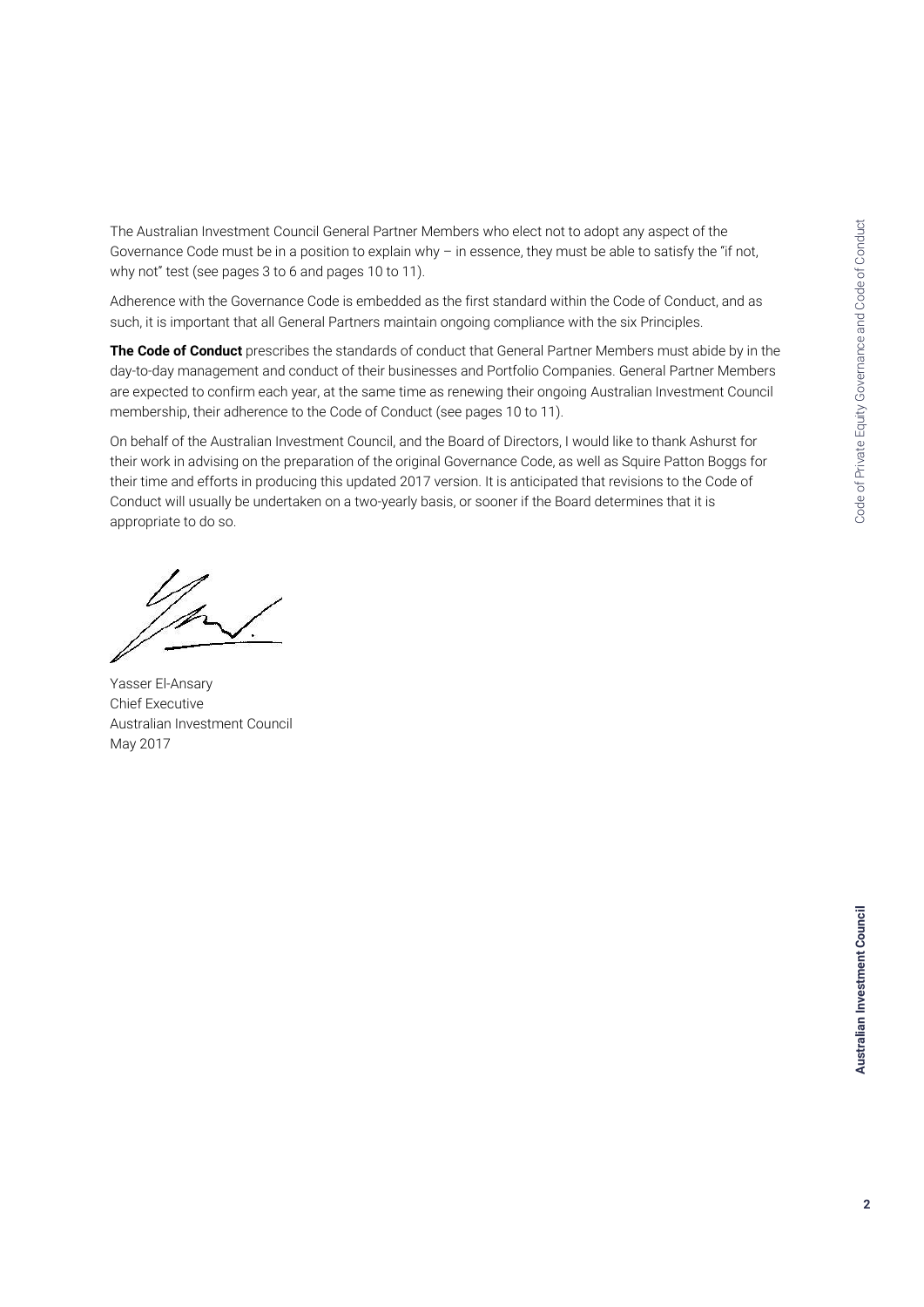The Australian Investment Council General Partner Members who elect not to adopt any aspect of the Governance Code must be in a position to explain why – in essence, they must be able to satisfy the "if not, why not" test (see pages 3 to 6 and pages 10 to 11).

Adherence with the Governance Code is embedded as the first standard within the Code of Conduct, and as such, it is important that all General Partners maintain ongoing compliance with the six Principles.

**The Code of Conduct** prescribes the standards of conduct that General Partner Members must abide by in the day-to-day management and conduct of their businesses and Portfolio Companies. General Partner Members are expected to confirm each year, at the same time as renewing their ongoing Australian Investment Council membership, their adherence to the Code of Conduct (see pages 10 to 11).

On behalf of the Australian Investment Council, and the Board of Directors, I would like to thank Ashurst for their work in advising on the preparation of the original Governance Code, as well as Squire Patton Boggs for their time and efforts in producing this updated 2017 version. It is anticipated that revisions to the Code of Conduct will usually be undertaken on a two-yearly basis, or sooner if the Board determines that it is appropriate to do so.

Yasser El-Ansary
Chief Executive
Australian Investment Council
May 2017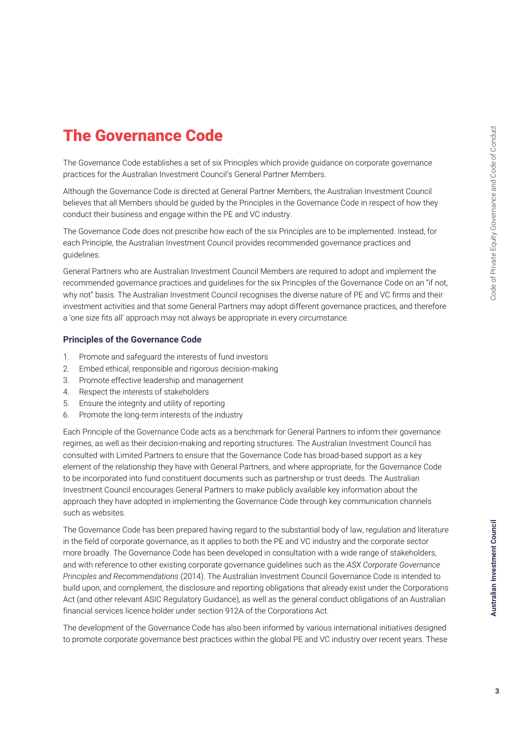# The Governance Code

The Governance Code establishes a set of six Principles which provide guidance on corporate governance practices for the Australian Investment Council's General Partner Members.

Although the Governance Code is directed at General Partner Members, the Australian Investment Council believes that all Members should be guided by the Principles in the Governance Code in respect of how they conduct their business and engage within the PE and VC industry.

The Governance Code does not prescribe how each of the six Principles are to be implemented. Instead, for each Principle, the Australian Investment Council provides recommended governance practices and guidelines.

General Partners who are Australian Investment Council Members are required to adopt and implement the recommended governance practices and guidelines for the six Principles of the Governance Code on an "if not, why not" basis. The Australian Investment Council recognises the diverse nature of PE and VC firms and their investment activities and that some General Partners may adopt different governance practices, and therefore a 'one size fits all' approach may not always be appropriate in every circumstance.

### Principles of the Governance Code

1. Promote and safeguard the interests of fund investors
2. Embed ethical, responsible and rigorous decision-making
3. Promote effective leadership and management
4. Respect the interests of stakeholders
5. Ensure the integrity and utility of reporting
6. Promote the long-term interests of the industry

Each Principle of the Governance Code acts as a benchmark for General Partners to inform their governance regimes, as well as their decision-making and reporting structures. The Australian Investment Council has consulted with Limited Partners to ensure that the Governance Code has broad-based support as a key element of the relationship they have with General Partners, and where appropriate, for the Governance Code to be incorporated into fund constituent documents such as partnership or trust deeds. The Australian Investment Council encourages General Partners to make publicly available key information about the approach they have adopted in implementing the Governance Code through key communication channels such as websites.

The Governance Code has been prepared having regard to the substantial body of law, regulation and literature in the field of corporate governance, as it applies to both the PE and VC industry and the corporate sector more broadly. The Governance Code has been developed in consultation with a wide range of stakeholders, and with reference to other existing corporate governance guidelines such as the *ASX Corporate Governance Principles and Recommendations* (2014). The Australian Investment Council Governance Code is intended to build upon, and complement, the disclosure and reporting obligations that already exist under the Corporations Act (and other relevant ASIC Regulatory Guidance), as well as the general conduct obligations of an Australian financial services licence holder under section 912A of the Corporations Act.

The development of the Governance Code has also been informed by various international initiatives designed to promote corporate governance best practices within the global PE and VC industry over recent years. These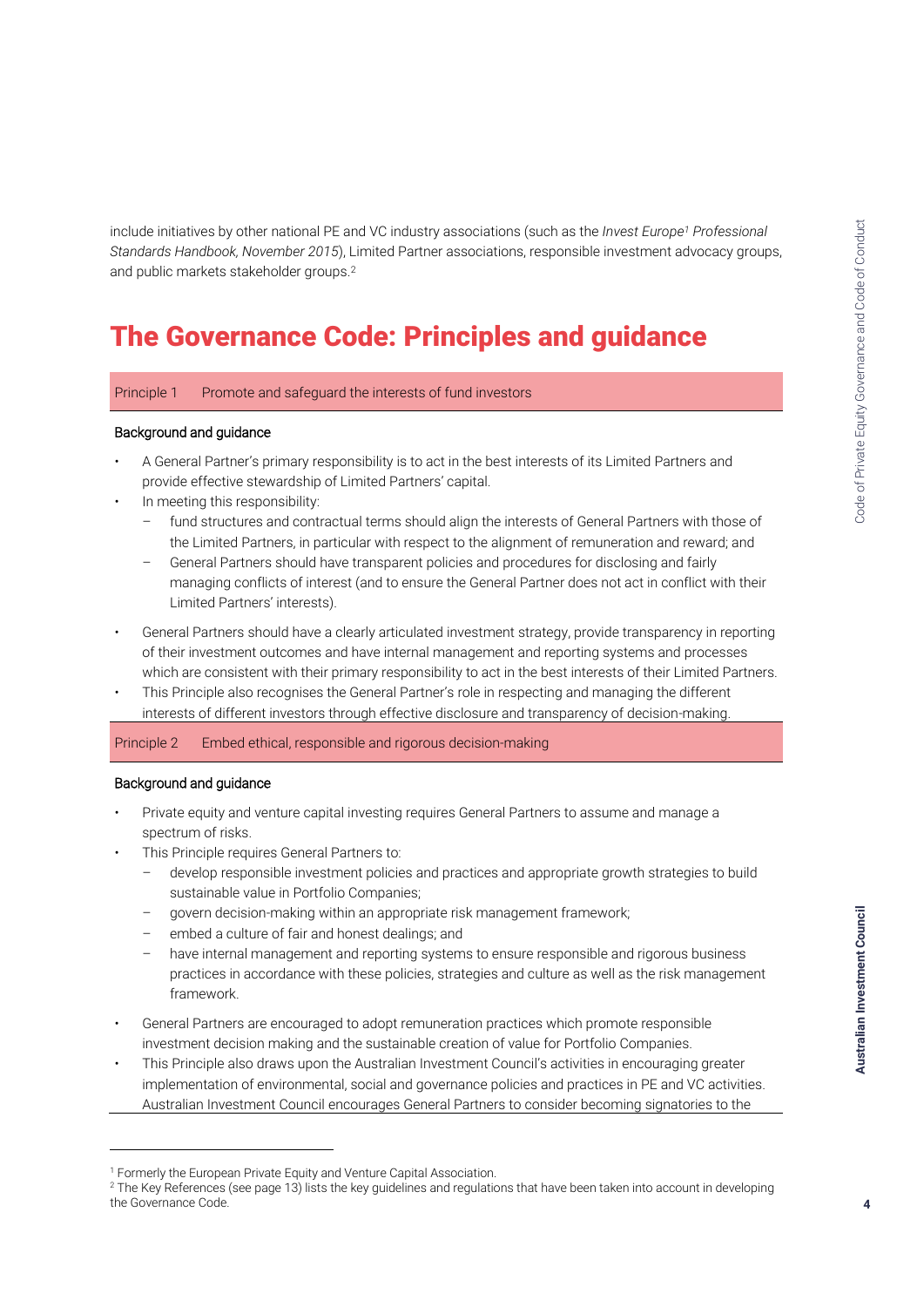include initiatives by other national PE and VC industry associations (such as the *Invest Europe*[1] *Professional Standards Handbook, November 2015*), Limited Partner associations, responsible investment advocacy groups, and public markets stakeholder groups.[2]

# The Governance Code: Principles and guidance

## Principle 1 Promote and safeguard the interests of fund investors

### Background and guidance

- A General Partner's primary responsibility is to act in the best interests of its Limited Partners and provide effective stewardship of Limited Partners' capital.
- In meeting this responsibility:
  - fund structures and contractual terms should align the interests of General Partners with those of the Limited Partners, in particular with respect to the alignment of remuneration and reward; and
  - General Partners should have transparent policies and procedures for disclosing and fairly managing conflicts of interest (and to ensure the General Partner does not act in conflict with their Limited Partners' interests).
- General Partners should have a clearly articulated investment strategy, provide transparency in reporting of their investment outcomes and have internal management and reporting systems and processes which are consistent with their primary responsibility to act in the best interests of their Limited Partners.
- This Principle also recognises the General Partner's role in respecting and managing the different interests of different investors through effective disclosure and transparency of decision-making.

## Principle 2 Embed ethical, responsible and rigorous decision-making

### Background and guidance

- Private equity and venture capital investing requires General Partners to assume and manage a spectrum of risks.
- This Principle requires General Partners to:
  - develop responsible investment policies and practices and appropriate growth strategies to build sustainable value in Portfolio Companies;
  - govern decision-making within an appropriate risk management framework;
  - embed a culture of fair and honest dealings; and
  - have internal management and reporting systems to ensure responsible and rigorous business practices in accordance with these policies, strategies and culture as well as the risk management framework.
- General Partners are encouraged to adopt remuneration practices which promote responsible investment decision making and the sustainable creation of value for Portfolio Companies.
- This Principle also draws upon the Australian Investment Council's activities in encouraging greater implementation of environmental, social and governance policies and practices in PE and VC activities. Australian Investment Council encourages General Partners to consider becoming signatories to the

---

[1] Formerly the European Private Equity and Venture Capital Association.

[2] The Key References (see page 13) lists the key guidelines and regulations that have been taken into account in developing the Governance Code.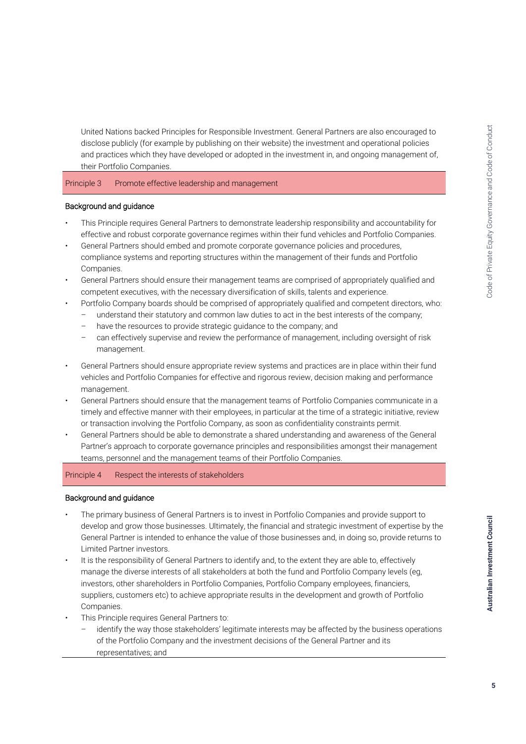United Nations backed Principles for Responsible Investment. General Partners are also encouraged to disclose publicly (for example by publishing on their website) the investment and operational policies and practices which they have developed or adopted in the investment in, and ongoing management of, their Portfolio Companies.

## Principle 3 Promote effective leadership and management

### Background and guidance

- This Principle requires General Partners to demonstrate leadership responsibility and accountability for effective and robust corporate governance regimes within their fund vehicles and Portfolio Companies.
- General Partners should embed and promote corporate governance policies and procedures, compliance systems and reporting structures within the management of their funds and Portfolio Companies.
- General Partners should ensure their management teams are comprised of appropriately qualified and competent executives, with the necessary diversification of skills, talents and experience.
- Portfolio Company boards should be comprised of appropriately qualified and competent directors, who:
  - understand their statutory and common law duties to act in the best interests of the company;
  - have the resources to provide strategic guidance to the company; and
  - can effectively supervise and review the performance of management, including oversight of risk management.
- General Partners should ensure appropriate review systems and practices are in place within their fund vehicles and Portfolio Companies for effective and rigorous review, decision making and performance management.
- General Partners should ensure that the management teams of Portfolio Companies communicate in a timely and effective manner with their employees, in particular at the time of a strategic initiative, review or transaction involving the Portfolio Company, as soon as confidentiality constraints permit.
- General Partners should be able to demonstrate a shared understanding and awareness of the General Partner's approach to corporate governance principles and responsibilities amongst their management teams, personnel and the management teams of their Portfolio Companies.

## Principle 4 Respect the interests of stakeholders

### Background and guidance

- The primary business of General Partners is to invest in Portfolio Companies and provide support to develop and grow those businesses. Ultimately, the financial and strategic investment of expertise by the General Partner is intended to enhance the value of those businesses and, in doing so, provide returns to Limited Partner investors.
- It is the responsibility of General Partners to identify and, to the extent they are able to, effectively manage the diverse interests of all stakeholders at both the fund and Portfolio Company levels (eg, investors, other shareholders in Portfolio Companies, Portfolio Company employees, financiers, suppliers, customers etc) to achieve appropriate results in the development and growth of Portfolio Companies.
- This Principle requires General Partners to:
  - identify the way those stakeholders' legitimate interests may be affected by the business operations of the Portfolio Company and the investment decisions of the General Partner and its representatives; and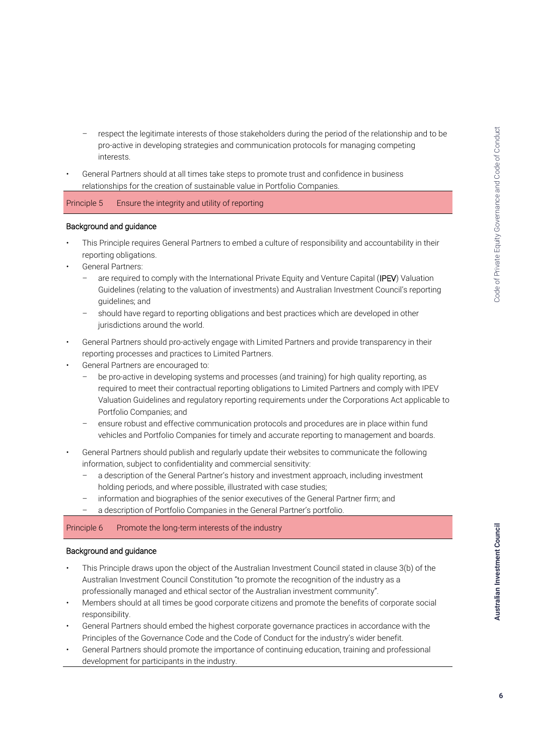- respect the legitimate interests of those stakeholders during the period of the relationship and to be pro-active in developing strategies and communication protocols for managing competing interests.

- General Partners should at all times take steps to promote trust and confidence in business relationships for the creation of sustainable value in Portfolio Companies.

## Principle 5 Ensure the integrity and utility of reporting

### Background and guidance

- This Principle requires General Partners to embed a culture of responsibility and accountability in their reporting obligations.
- General Partners:
  - are required to comply with the International Private Equity and Venture Capital (**IPEV**) Valuation Guidelines (relating to the valuation of investments) and Australian Investment Council's reporting guidelines; and
  - should have regard to reporting obligations and best practices which are developed in other jurisdictions around the world.
- General Partners should pro-actively engage with Limited Partners and provide transparency in their reporting processes and practices to Limited Partners.
- General Partners are encouraged to:
  - be pro-active in developing systems and processes (and training) for high quality reporting, as required to meet their contractual reporting obligations to Limited Partners and comply with IPEV Valuation Guidelines and regulatory reporting requirements under the Corporations Act applicable to Portfolio Companies; and
  - ensure robust and effective communication protocols and procedures are in place within fund vehicles and Portfolio Companies for timely and accurate reporting to management and boards.
- General Partners should publish and regularly update their websites to communicate the following information, subject to confidentiality and commercial sensitivity:
  - a description of the General Partner's history and investment approach, including investment holding periods, and where possible, illustrated with case studies;
  - information and biographies of the senior executives of the General Partner firm; and
  - a description of Portfolio Companies in the General Partner's portfolio.

## Principle 6 Promote the long-term interests of the industry

### Background and guidance

- This Principle draws upon the object of the Australian Investment Council stated in clause 3(b) of the Australian Investment Council Constitution "to promote the recognition of the industry as a professionally managed and ethical sector of the Australian investment community".
- Members should at all times be good corporate citizens and promote the benefits of corporate social responsibility.
- General Partners should embed the highest corporate governance practices in accordance with the Principles of the Governance Code and the Code of Conduct for the industry's wider benefit.
- General Partners should promote the importance of continuing education, training and professional development for participants in the industry.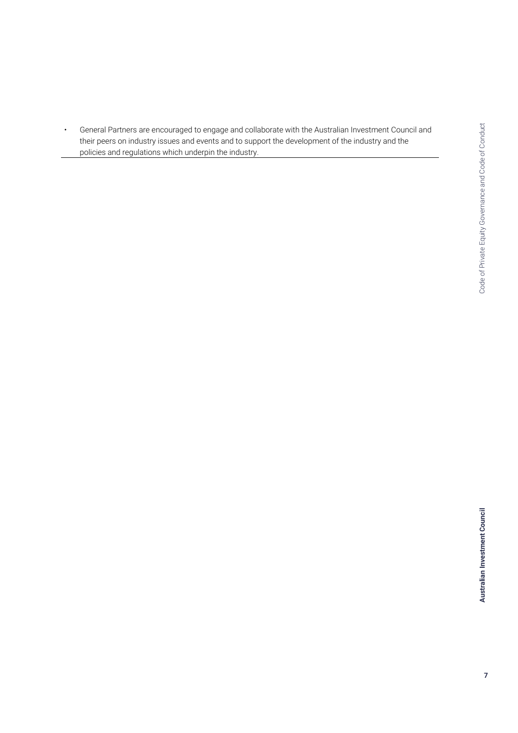- General Partners are encouraged to engage and collaborate with the Australian Investment Council and their peers on industry issues and events and to support the development of the industry and the policies and regulations which underpin the industry.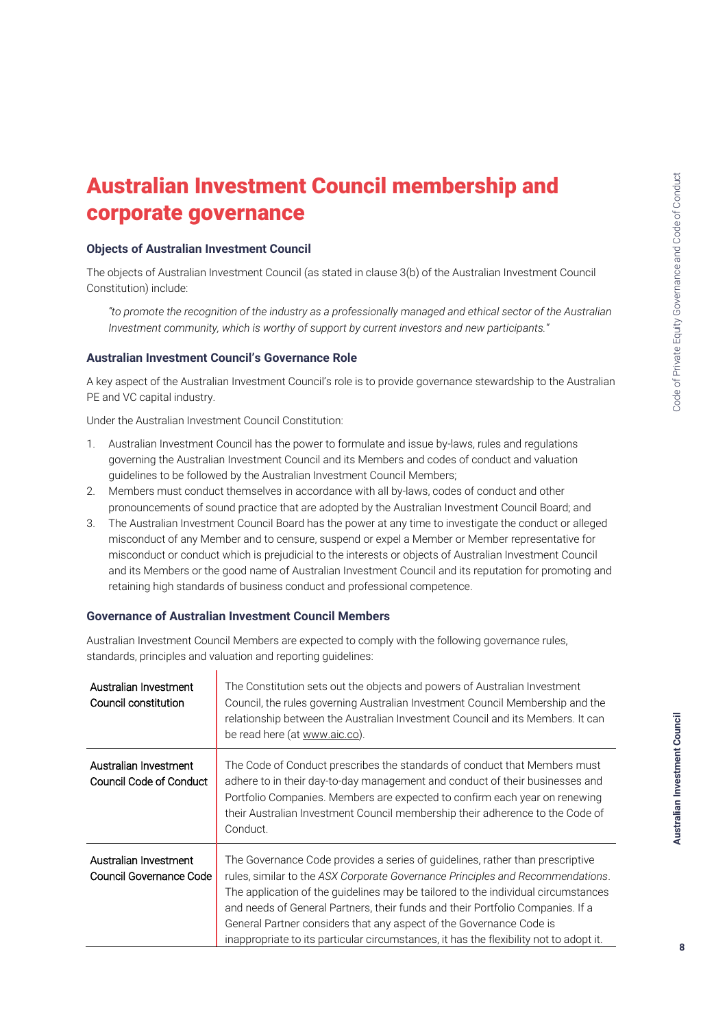# Australian Investment Council membership and corporate governance

### Objects of Australian Investment Council

The objects of Australian Investment Council (as stated in clause 3(b) of the Australian Investment Council Constitution) include:

> *"to promote the recognition of the industry as a professionally managed and ethical sector of the Australian Investment community, which is worthy of support by current investors and new participants."*

### Australian Investment Council's Governance Role

A key aspect of the Australian Investment Council's role is to provide governance stewardship to the Australian PE and VC capital industry.

Under the Australian Investment Council Constitution:

1. Australian Investment Council has the power to formulate and issue by-laws, rules and regulations governing the Australian Investment Council and its Members and codes of conduct and valuation guidelines to be followed by the Australian Investment Council Members;
2. Members must conduct themselves in accordance with all by-laws, codes of conduct and other pronouncements of sound practice that are adopted by the Australian Investment Council Board; and
3. The Australian Investment Council Board has the power at any time to investigate the conduct or alleged misconduct of any Member and to censure, suspend or expel a Member or Member representative for misconduct or conduct which is prejudicial to the interests or objects of Australian Investment Council and its Members or the good name of Australian Investment Council and its reputation for promoting and retaining high standards of business conduct and professional competence.

### Governance of Australian Investment Council Members

Australian Investment Council Members are expected to comply with the following governance rules, standards, principles and valuation and reporting guidelines:

| | |
|---|---|
| Australian Investment Council constitution | The Constitution sets out the objects and powers of Australian Investment Council, the rules governing Australian Investment Council Membership and the relationship between the Australian Investment Council and its Members. It can be read here (at www.aic.co). |
| Australian Investment Council Code of Conduct | The Code of Conduct prescribes the standards of conduct that Members must adhere to in their day-to-day management and conduct of their businesses and Portfolio Companies. Members are expected to confirm each year on renewing their Australian Investment Council membership their adherence to the Code of Conduct. |
| Australian Investment Council Governance Code | The Governance Code provides a series of guidelines, rather than prescriptive rules, similar to the *ASX Corporate Governance Principles and Recommendations*. The application of the guidelines may be tailored to the individual circumstances and needs of General Partners, their funds and their Portfolio Companies. If a General Partner considers that any aspect of the Governance Code is inappropriate to its particular circumstances, it has the flexibility not to adopt it. |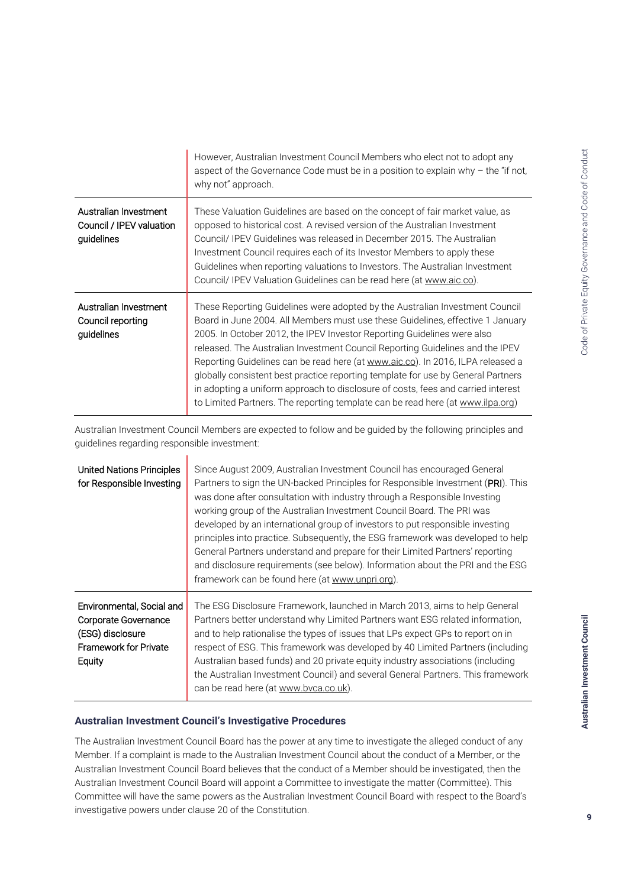| | |
|---|---|
| | However, Australian Investment Council Members who elect not to adopt any aspect of the Governance Code must be in a position to explain why – the "if not, why not" approach. |
| Australian Investment Council / IPEV valuation guidelines | These Valuation Guidelines are based on the concept of fair market value, as opposed to historical cost. A revised version of the Australian Investment Council/ IPEV Guidelines was released in December 2015. The Australian Investment Council requires each of its Investor Members to apply these Guidelines when reporting valuations to Investors. The Australian Investment Council/ IPEV Valuation Guidelines can be read here (at www.aic.co). |
| Australian Investment Council reporting guidelines | These Reporting Guidelines were adopted by the Australian Investment Council Board in June 2004. All Members must use these Guidelines, effective 1 January 2005. In October 2012, the IPEV Investor Reporting Guidelines were also released. The Australian Investment Council Reporting Guidelines and the IPEV Reporting Guidelines can be read here (at www.aic.co). In 2016, ILPA released a globally consistent best practice reporting template for use by General Partners in adopting a uniform approach to disclosure of costs, fees and carried interest to Limited Partners. The reporting template can be read here (at www.ilpa.org) |

Australian Investment Council Members are expected to follow and be guided by the following principles and guidelines regarding responsible investment:

| | |
|---|---|
| United Nations Principles for Responsible Investing | Since August 2009, Australian Investment Council has encouraged General Partners to sign the UN-backed Principles for Responsible Investment (**PRI**). This was done after consultation with industry through a Responsible Investing working group of the Australian Investment Council Board. The PRI was developed by an international group of investors to put responsible investing principles into practice. Subsequently, the ESG framework was developed to help General Partners understand and prepare for their Limited Partners' reporting and disclosure requirements (see below). Information about the PRI and the ESG framework can be found here (at www.unpri.org). |
| Environmental, Social and Corporate Governance (ESG) disclosure Framework for Private Equity | The ESG Disclosure Framework, launched in March 2013, aims to help General Partners better understand why Limited Partners want ESG related information, and to help rationalise the types of issues that LPs expect GPs to report on in respect of ESG. This framework was developed by 40 Limited Partners (including Australian based funds) and 20 private equity industry associations (including the Australian Investment Council) and several General Partners. This framework can be read here (at www.bvca.co.uk). |

### Australian Investment Council's Investigative Procedures

The Australian Investment Council Board has the power at any time to investigate the alleged conduct of any Member. If a complaint is made to the Australian Investment Council about the conduct of a Member, or the Australian Investment Council Board believes that the conduct of a Member should be investigated, then the Australian Investment Council Board will appoint a Committee to investigate the matter (Committee). This Committee will have the same powers as the Australian Investment Council Board with respect to the Board's investigative powers under clause 20 of the Constitution.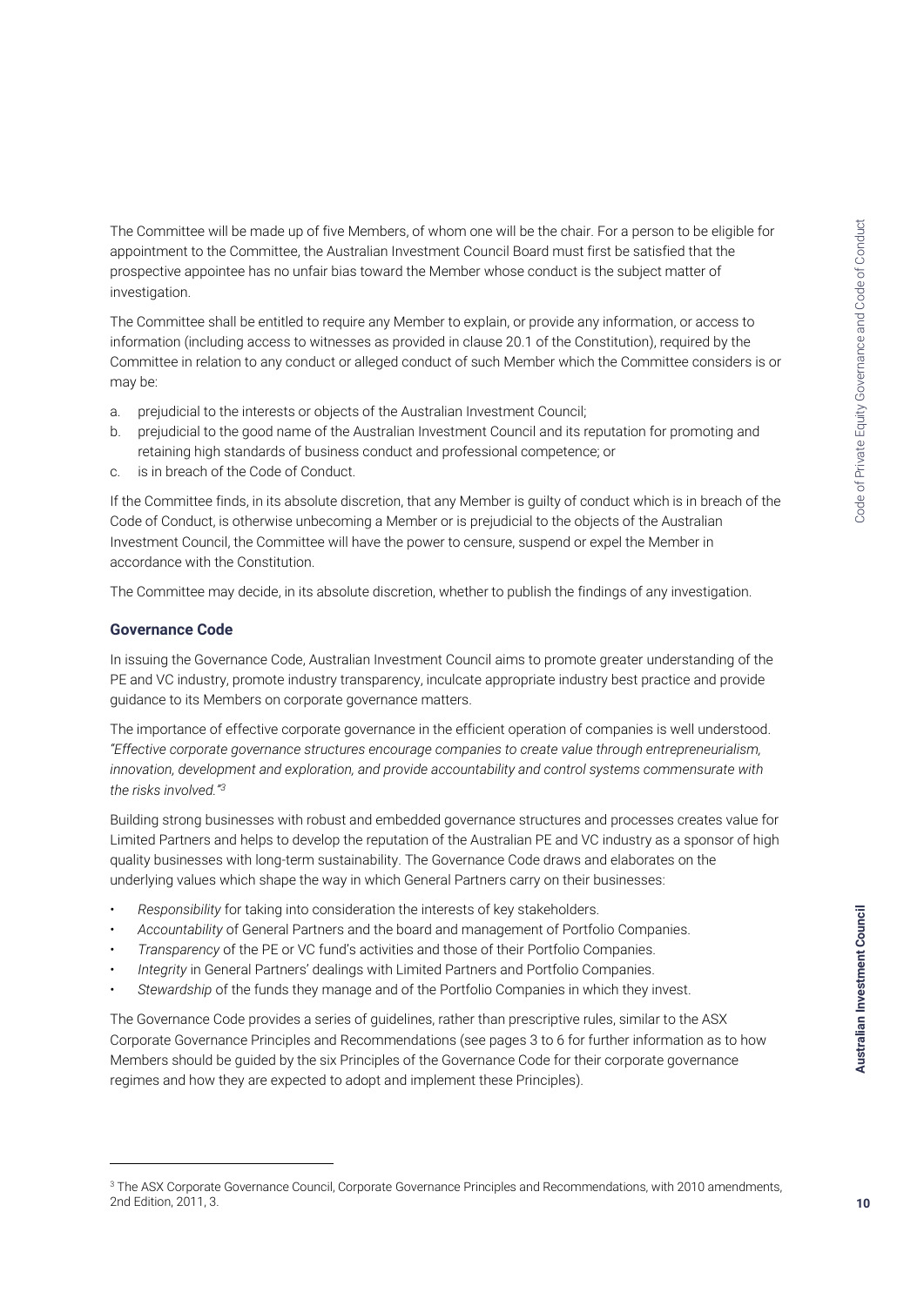The Committee will be made up of five Members, of whom one will be the chair. For a person to be eligible for appointment to the Committee, the Australian Investment Council Board must first be satisfied that the prospective appointee has no unfair bias toward the Member whose conduct is the subject matter of investigation.

The Committee shall be entitled to require any Member to explain, or provide any information, or access to information (including access to witnesses as provided in clause 20.1 of the Constitution), required by the Committee in relation to any conduct or alleged conduct of such Member which the Committee considers is or may be:

a. prejudicial to the interests or objects of the Australian Investment Council;
b. prejudicial to the good name of the Australian Investment Council and its reputation for promoting and retaining high standards of business conduct and professional competence; or
c. is in breach of the Code of Conduct.

If the Committee finds, in its absolute discretion, that any Member is guilty of conduct which is in breach of the Code of Conduct, is otherwise unbecoming a Member or is prejudicial to the objects of the Australian Investment Council, the Committee will have the power to censure, suspend or expel the Member in accordance with the Constitution.

The Committee may decide, in its absolute discretion, whether to publish the findings of any investigation.

### Governance Code

In issuing the Governance Code, Australian Investment Council aims to promote greater understanding of the PE and VC industry, promote industry transparency, inculcate appropriate industry best practice and provide guidance to its Members on corporate governance matters.

The importance of effective corporate governance in the efficient operation of companies is well understood. *"Effective corporate governance structures encourage companies to create value through entrepreneurialism, innovation, development and exploration, and provide accountability and control systems commensurate with the risks involved."*[3]

Building strong businesses with robust and embedded governance structures and processes creates value for Limited Partners and helps to develop the reputation of the Australian PE and VC industry as a sponsor of high quality businesses with long-term sustainability. The Governance Code draws and elaborates on the underlying values which shape the way in which General Partners carry on their businesses:

- *Responsibility* for taking into consideration the interests of key stakeholders.
- *Accountability* of General Partners and the board and management of Portfolio Companies.
- *Transparency* of the PE or VC fund's activities and those of their Portfolio Companies.
- *Integrity* in General Partners' dealings with Limited Partners and Portfolio Companies.
- *Stewardship* of the funds they manage and of the Portfolio Companies in which they invest.

The Governance Code provides a series of guidelines, rather than prescriptive rules, similar to the ASX Corporate Governance Principles and Recommendations (see pages 3 to 6 for further information as to how Members should be guided by the six Principles of the Governance Code for their corporate governance regimes and how they are expected to adopt and implement these Principles).

---

[3] The ASX Corporate Governance Council, Corporate Governance Principles and Recommendations, with 2010 amendments, 2nd Edition, 2011, 3.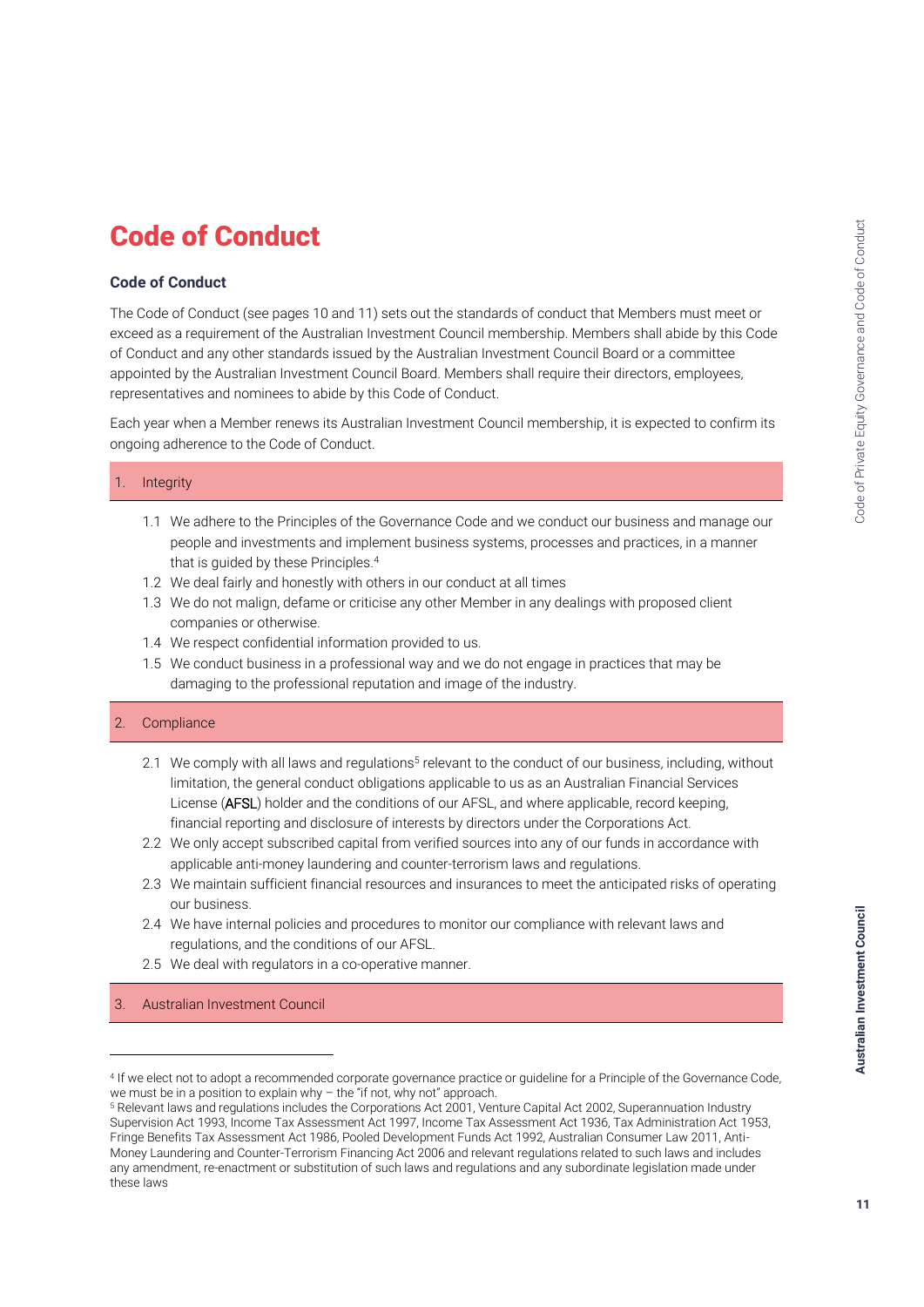# Code of Conduct

### Code of Conduct

The Code of Conduct (see pages 10 and 11) sets out the standards of conduct that Members must meet or exceed as a requirement of the Australian Investment Council membership. Members shall abide by this Code of Conduct and any other standards issued by the Australian Investment Council Board or a committee appointed by the Australian Investment Council Board. Members shall require their directors, employees, representatives and nominees to abide by this Code of Conduct.

Each year when a Member renews its Australian Investment Council membership, it is expected to confirm its ongoing adherence to the Code of Conduct.

## 1. Integrity

1.1 We adhere to the Principles of the Governance Code and we conduct our business and manage our people and investments and implement business systems, processes and practices, in a manner that is guided by these Principles.[4]

1.2 We deal fairly and honestly with others in our conduct at all times

1.3 We do not malign, defame or criticise any other Member in any dealings with proposed client companies or otherwise.

1.4 We respect confidential information provided to us.

1.5 We conduct business in a professional way and we do not engage in practices that may be damaging to the professional reputation and image of the industry.

## 2. Compliance

2.1 We comply with all laws and regulations[5] relevant to the conduct of our business, including, without limitation, the general conduct obligations applicable to us as an Australian Financial Services License (**AFSL**) holder and the conditions of our AFSL, and where applicable, record keeping, financial reporting and disclosure of interests by directors under the Corporations Act.

2.2 We only accept subscribed capital from verified sources into any of our funds in accordance with applicable anti-money laundering and counter-terrorism laws and regulations.

2.3 We maintain sufficient financial resources and insurances to meet the anticipated risks of operating our business.

2.4 We have internal policies and procedures to monitor our compliance with relevant laws and regulations, and the conditions of our AFSL.

2.5 We deal with regulators in a co-operative manner.

## 3. Australian Investment Council

---

[4] If we elect not to adopt a recommended corporate governance practice or guideline for a Principle of the Governance Code, we must be in a position to explain why – the "if not, why not" approach.

[5] Relevant laws and regulations includes the Corporations Act 2001, Venture Capital Act 2002, Superannuation Industry Supervision Act 1993, Income Tax Assessment Act 1997, Income Tax Assessment Act 1936, Tax Administration Act 1953, Fringe Benefits Tax Assessment Act 1986, Pooled Development Funds Act 1992, Australian Consumer Law 2011, Anti-Money Laundering and Counter-Terrorism Financing Act 2006 and relevant regulations related to such laws and includes any amendment, re-enactment or substitution of such laws and regulations and any subordinate legislation made under these laws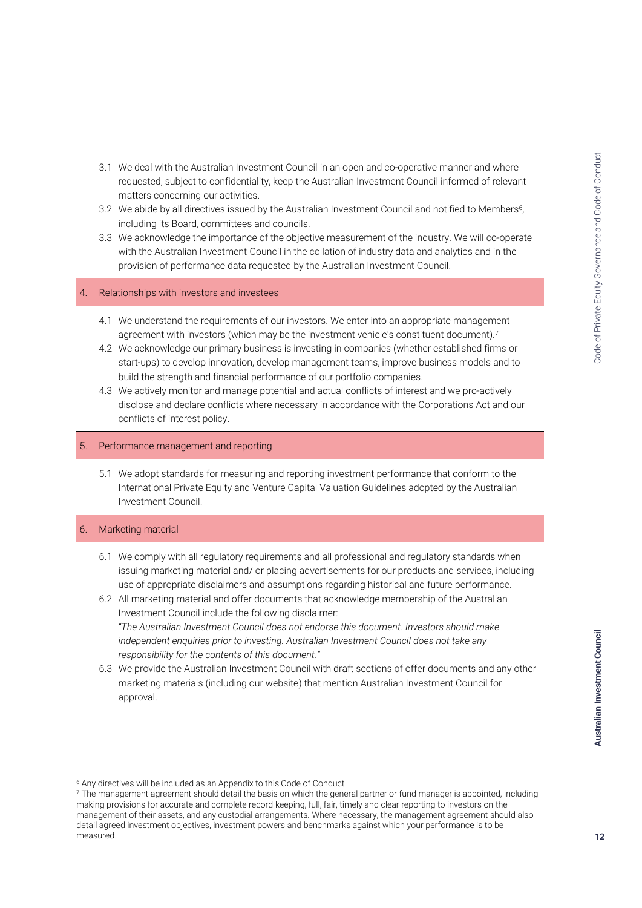3.1 We deal with the Australian Investment Council in an open and co-operative manner and where requested, subject to confidentiality, keep the Australian Investment Council informed of relevant matters concerning our activities.

3.2 We abide by all directives issued by the Australian Investment Council and notified to Members[6], including its Board, committees and councils.

3.3 We acknowledge the importance of the objective measurement of the industry. We will co-operate with the Australian Investment Council in the collation of industry data and analytics and in the provision of performance data requested by the Australian Investment Council.

## 4. Relationships with investors and investees

4.1 We understand the requirements of our investors. We enter into an appropriate management agreement with investors (which may be the investment vehicle's constituent document).[7]

4.2 We acknowledge our primary business is investing in companies (whether established firms or start-ups) to develop innovation, develop management teams, improve business models and to build the strength and financial performance of our portfolio companies.

4.3 We actively monitor and manage potential and actual conflicts of interest and we pro-actively disclose and declare conflicts where necessary in accordance with the Corporations Act and our conflicts of interest policy.

## 5. Performance management and reporting

5.1 We adopt standards for measuring and reporting investment performance that conform to the International Private Equity and Venture Capital Valuation Guidelines adopted by the Australian Investment Council.

## 6. Marketing material

6.1 We comply with all regulatory requirements and all professional and regulatory standards when issuing marketing material and/ or placing advertisements for our products and services, including use of appropriate disclaimers and assumptions regarding historical and future performance.

6.2 All marketing material and offer documents that acknowledge membership of the Australian Investment Council include the following disclaimer:
*"The Australian Investment Council does not endorse this document. Investors should make independent enquiries prior to investing. Australian Investment Council does not take any responsibility for the contents of this document."*

6.3 We provide the Australian Investment Council with draft sections of offer documents and any other marketing materials (including our website) that mention Australian Investment Council for approval.

---

[6] Any directives will be included as an Appendix to this Code of Conduct.

[7] The management agreement should detail the basis on which the general partner or fund manager is appointed, including making provisions for accurate and complete record keeping, full, fair, timely and clear reporting to investors on the management of their assets, and any custodial arrangements. Where necessary, the management agreement should also detail agreed investment objectives, investment powers and benchmarks against which your performance is to be measured.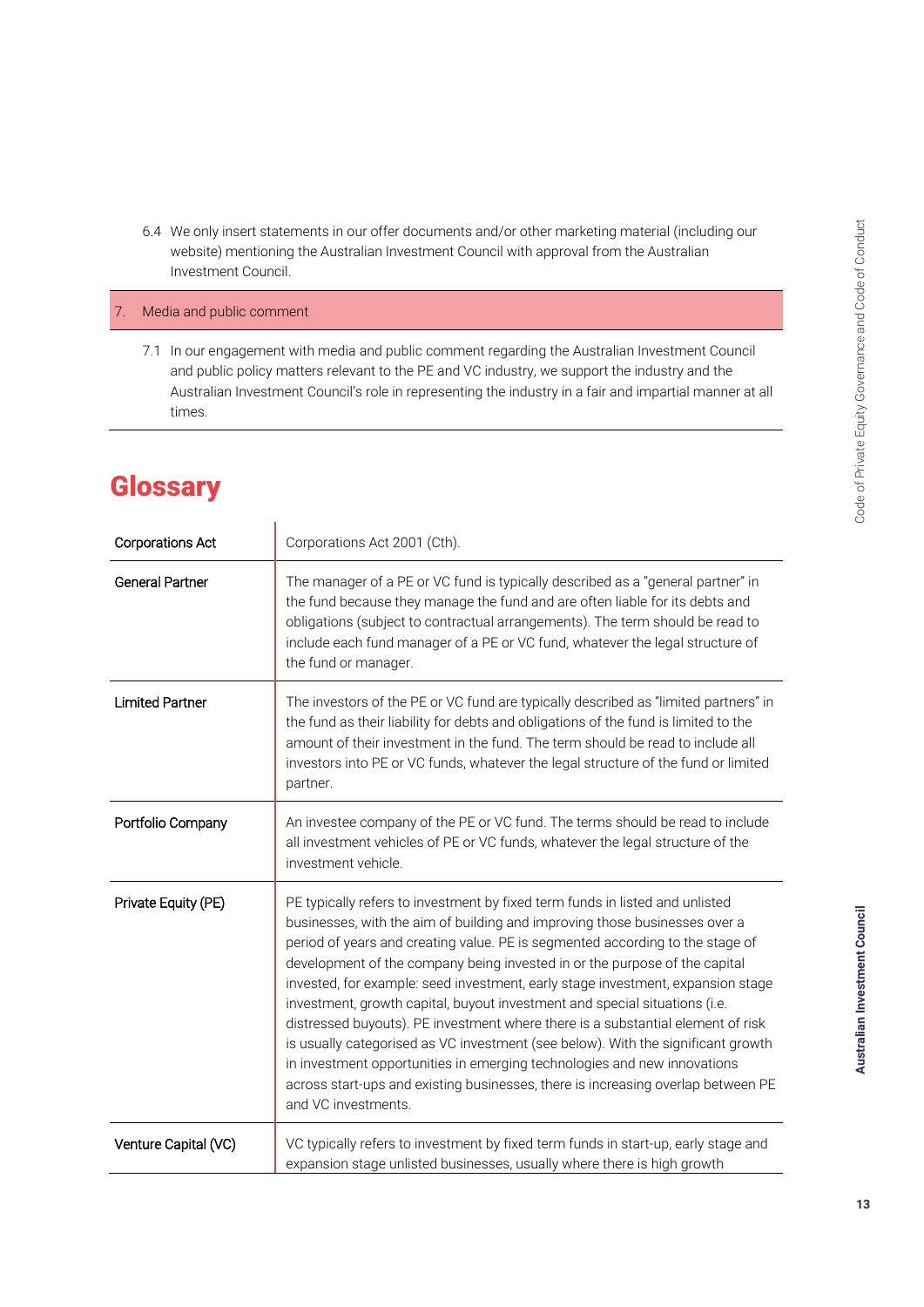6.4 We only insert statements in our offer documents and/or other marketing material (including our website) mentioning the Australian Investment Council with approval from the Australian Investment Council.

| 7. Media and public comment |
|---|
| 7.1 In our engagement with media and public comment regarding the Australian Investment Council and public policy matters relevant to the PE and VC industry, we support the industry and the Australian Investment Council's role in representing the industry in a fair and impartial manner at all times. |

# Glossary

| | |
|---|---|
| Corporations Act | Corporations Act 2001 (Cth). |
| General Partner | The manager of a PE or VC fund is typically described as a "general partner" in the fund because they manage the fund and are often liable for its debts and obligations (subject to contractual arrangements). The term should be read to include each fund manager of a PE or VC fund, whatever the legal structure of the fund or manager. |
| Limited Partner | The investors of the PE or VC fund are typically described as "limited partners" in the fund as their liability for debts and obligations of the fund is limited to the amount of their investment in the fund. The term should be read to include all investors into PE or VC funds, whatever the legal structure of the fund or limited partner. |
| Portfolio Company | An investee company of the PE or VC fund. The terms should be read to include all investment vehicles of PE or VC funds, whatever the legal structure of the investment vehicle. |
| Private Equity (PE) | PE typically refers to investment by fixed term funds in listed and unlisted businesses, with the aim of building and improving those businesses over a period of years and creating value. PE is segmented according to the stage of development of the company being invested in or the purpose of the capital invested, for example: seed investment, early stage investment, expansion stage investment, growth capital, buyout investment and special situations (i.e. distressed buyouts). PE investment where there is a substantial element of risk is usually categorised as VC investment (see below). With the significant growth in investment opportunities in emerging technologies and new innovations across start-ups and existing businesses, there is increasing overlap between PE and VC investments. |
| Venture Capital (VC) | VC typically refers to investment by fixed term funds in start-up, early stage and expansion stage unlisted businesses, usually where there is high growth |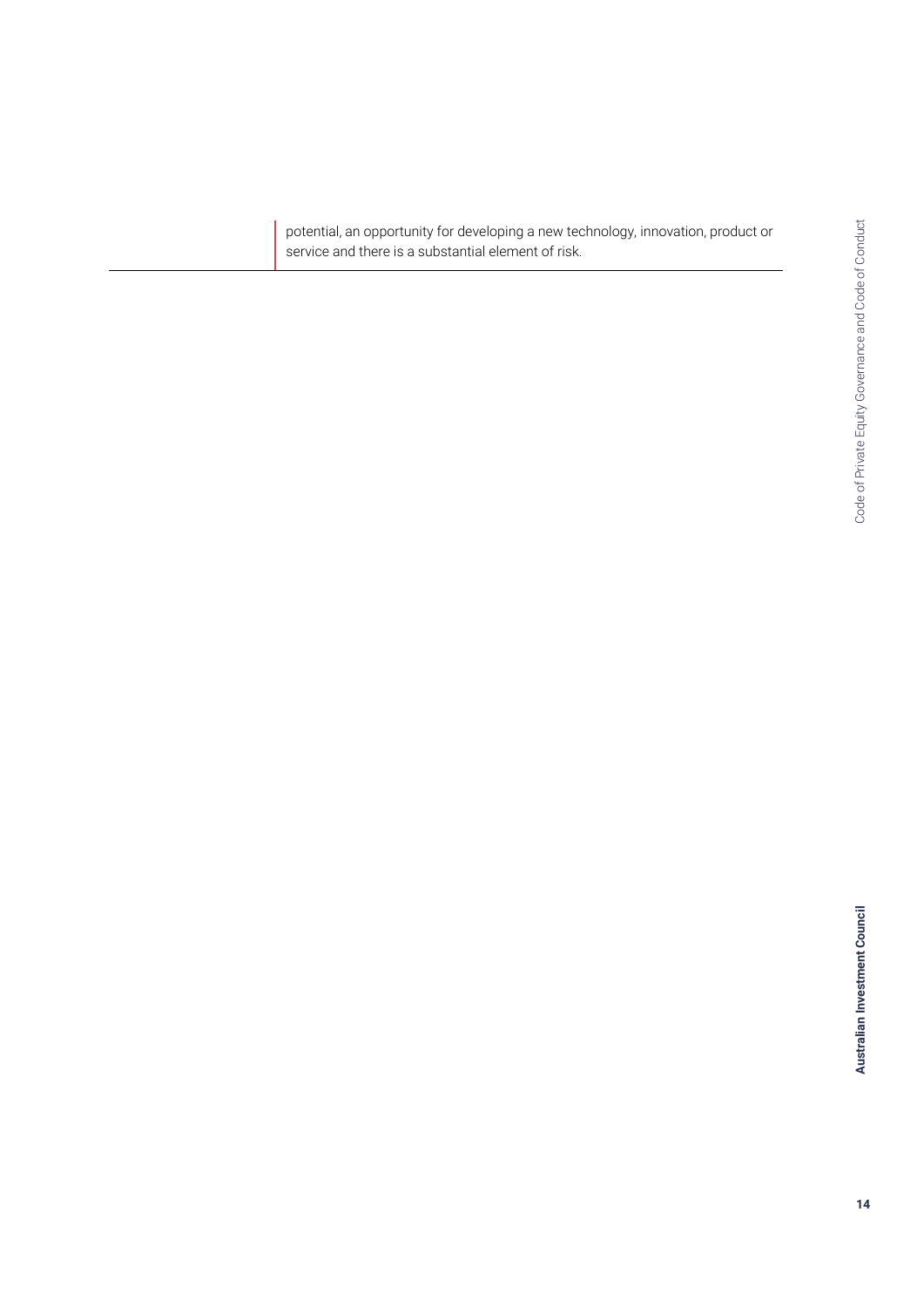| | |
|---|---|
| | potential, an opportunity for developing a new technology, innovation, product or service and there is a substantial element of risk. |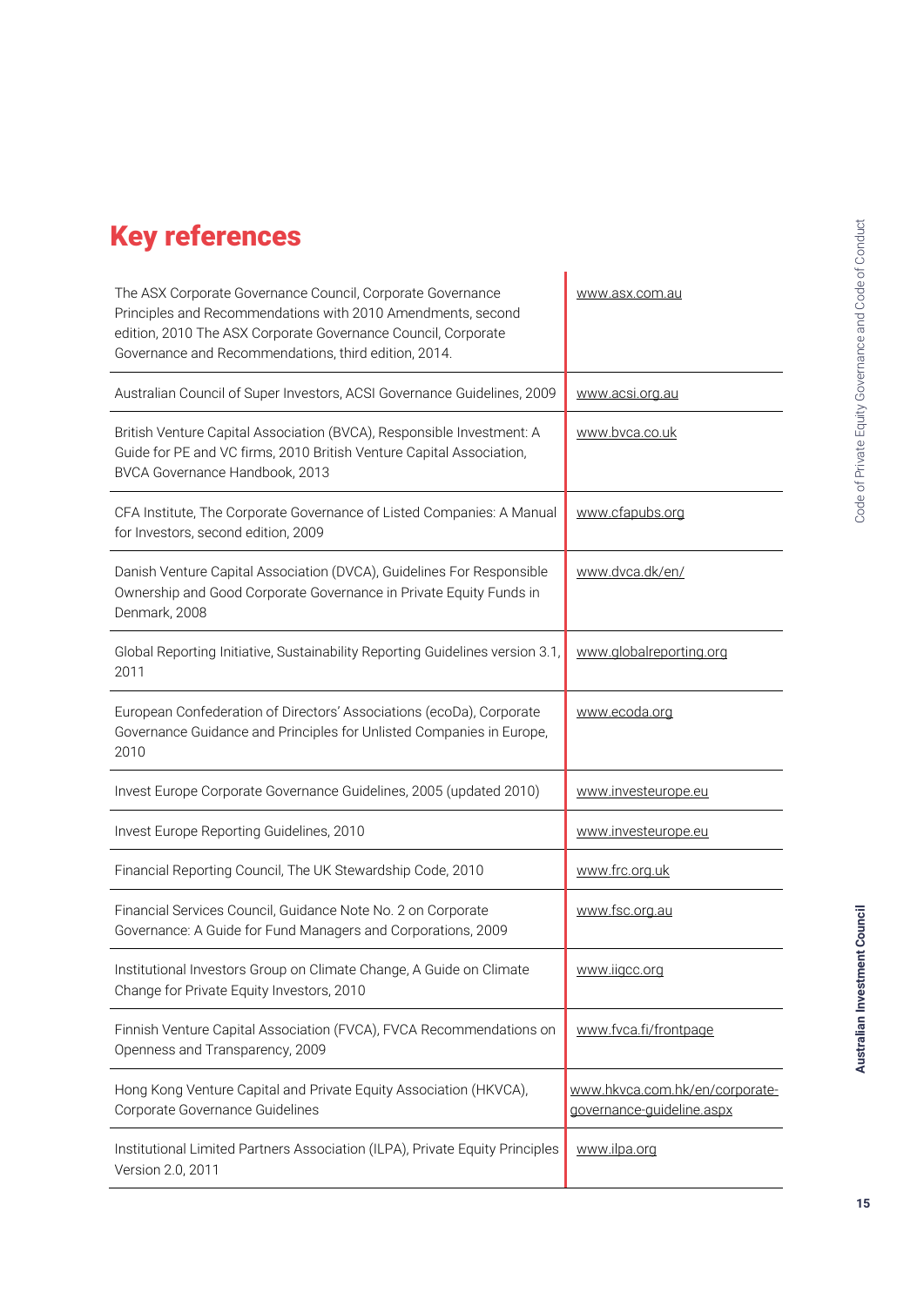# Key references

| Reference | Website |
|---|---|
| The ASX Corporate Governance Council, Corporate Governance Principles and Recommendations with 2010 Amendments, second edition, 2010 The ASX Corporate Governance Council, Corporate Governance and Recommendations, third edition, 2014. | www.asx.com.au |
| Australian Council of Super Investors, ACSI Governance Guidelines, 2009 | www.acsi.org.au |
| British Venture Capital Association (BVCA), Responsible Investment: A Guide for PE and VC firms, 2010 British Venture Capital Association, BVCA Governance Handbook, 2013 | www.bvca.co.uk |
| CFA Institute, The Corporate Governance of Listed Companies: A Manual for Investors, second edition, 2009 | www.cfapubs.org |
| Danish Venture Capital Association (DVCA), Guidelines For Responsible Ownership and Good Corporate Governance in Private Equity Funds in Denmark, 2008 | www.dvca.dk/en/ |
| Global Reporting Initiative, Sustainability Reporting Guidelines version 3.1, 2011 | www.globalreporting.org |
| European Confederation of Directors' Associations (ecoDa), Corporate Governance Guidance and Principles for Unlisted Companies in Europe, 2010 | www.ecoda.org |
| Invest Europe Corporate Governance Guidelines, 2005 (updated 2010) | www.investeurope.eu |
| Invest Europe Reporting Guidelines, 2010 | www.investeurope.eu |
| Financial Reporting Council, The UK Stewardship Code, 2010 | www.frc.org.uk |
| Financial Services Council, Guidance Note No. 2 on Corporate Governance: A Guide for Fund Managers and Corporations, 2009 | www.fsc.org.au |
| Institutional Investors Group on Climate Change, A Guide on Climate Change for Private Equity Investors, 2010 | www.iigcc.org |
| Finnish Venture Capital Association (FVCA), FVCA Recommendations on Openness and Transparency, 2009 | www.fvca.fi/frontpage |
| Hong Kong Venture Capital and Private Equity Association (HKVCA), Corporate Governance Guidelines | www.hkvca.com.hk/en/corporate-governance-guideline.aspx |
| Institutional Limited Partners Association (ILPA), Private Equity Principles Version 2.0, 2011 | www.ilpa.org |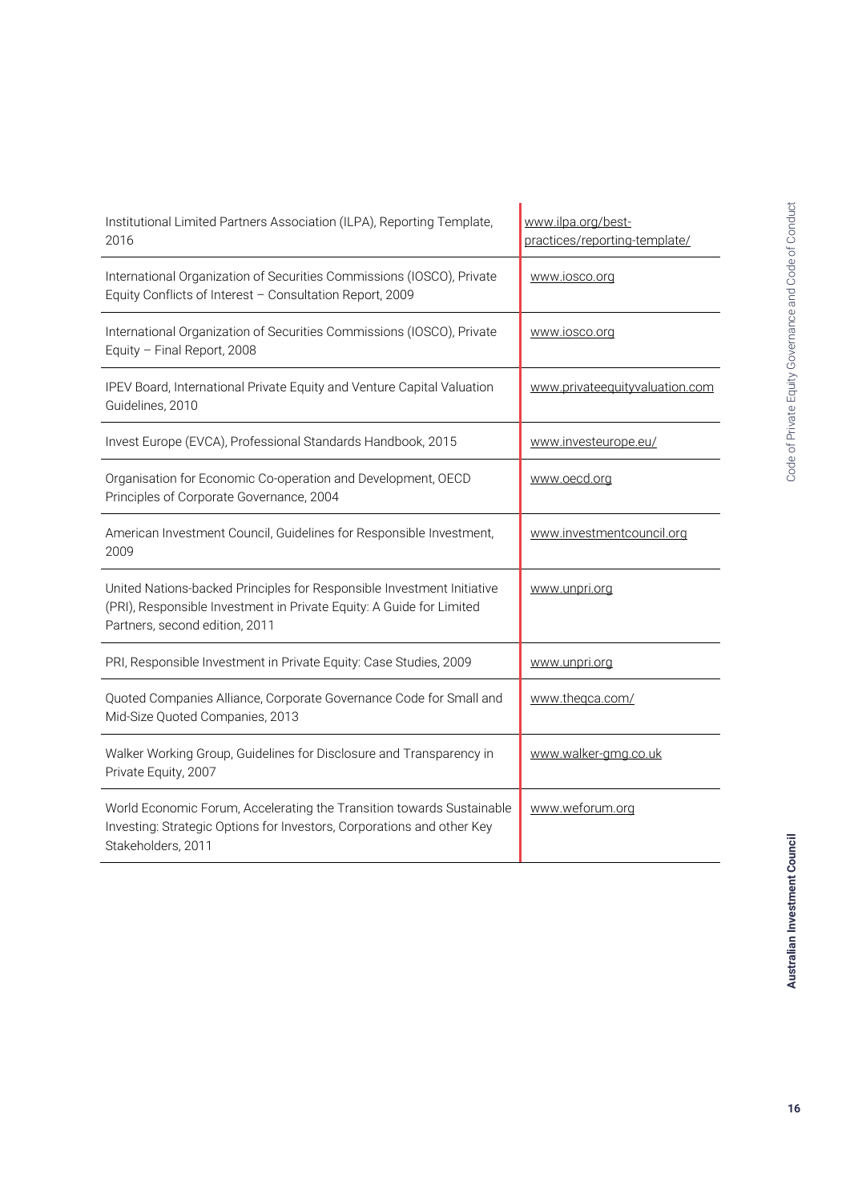| | |
|---|---|
| Institutional Limited Partners Association (ILPA), Reporting Template, 2016 | www.ilpa.org/best-practices/reporting-template/ |
| International Organization of Securities Commissions (IOSCO), Private Equity Conflicts of Interest – Consultation Report, 2009 | www.iosco.org |
| International Organization of Securities Commissions (IOSCO), Private Equity – Final Report, 2008 | www.iosco.org |
| IPEV Board, International Private Equity and Venture Capital Valuation Guidelines, 2010 | www.privateequityvaluation.com |
| Invest Europe (EVCA), Professional Standards Handbook, 2015 | www.investeurope.eu/ |
| Organisation for Economic Co-operation and Development, OECD Principles of Corporate Governance, 2004 | www.oecd.org |
| American Investment Council, Guidelines for Responsible Investment, 2009 | www.investmentcouncil.org |
| United Nations-backed Principles for Responsible Investment Initiative (PRI), Responsible Investment in Private Equity: A Guide for Limited Partners, second edition, 2011 | www.unpri.org |
| PRI, Responsible Investment in Private Equity: Case Studies, 2009 | www.unpri.org |
| Quoted Companies Alliance, Corporate Governance Code for Small and Mid-Size Quoted Companies, 2013 | www.theqca.com/ |
| Walker Working Group, Guidelines for Disclosure and Transparency in Private Equity, 2007 | www.walker-gmg.co.uk |
| World Economic Forum, Accelerating the Transition towards Sustainable Investing: Strategic Options for Investors, Corporations and other Key Stakeholders, 2011 | www.weforum.org |